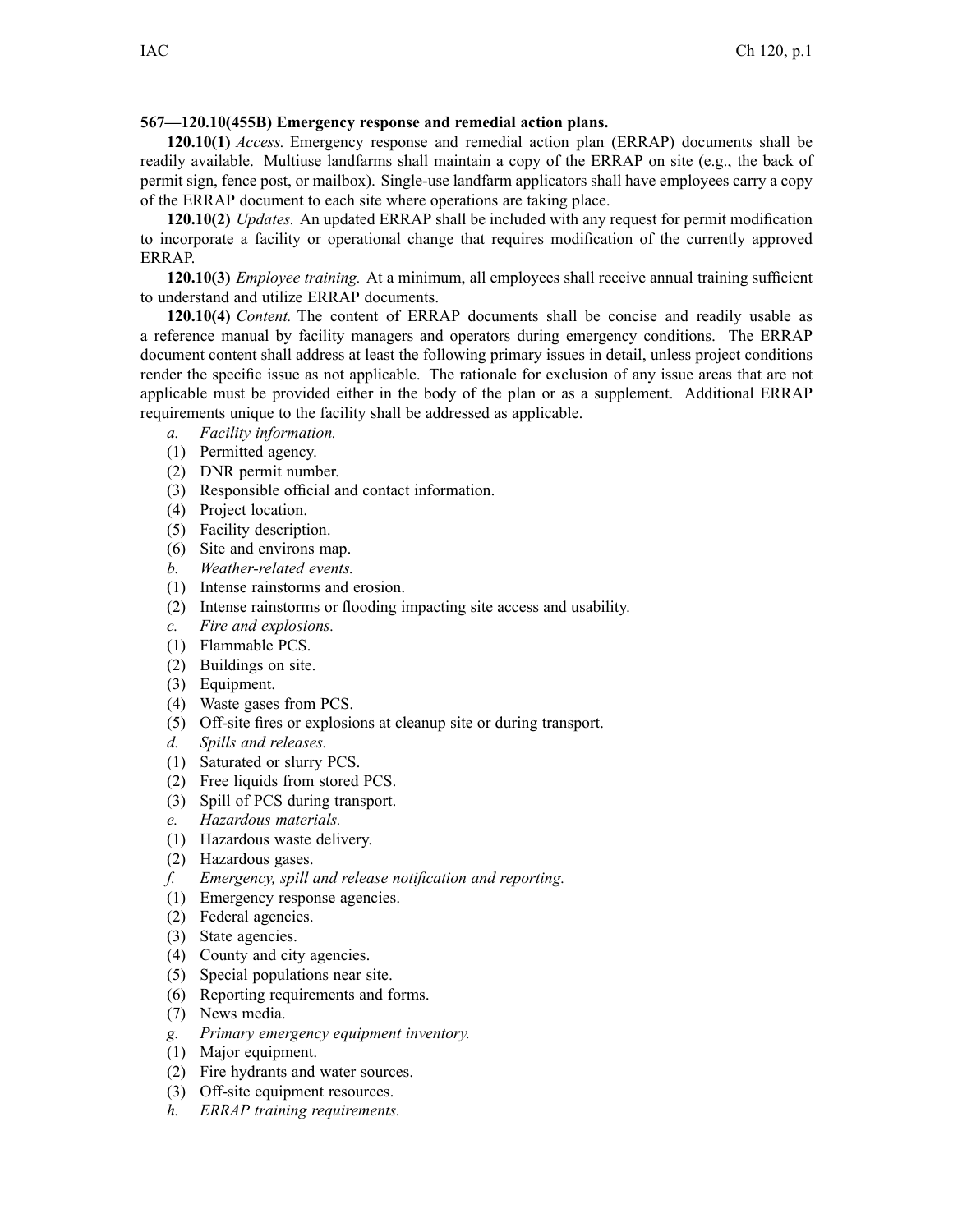**567—120.10(455B) Emergency response and remedial action plans.**

**120.10(1)** *Access.* Emergency response and remedial action plan (ERRAP) documents shall be readily available. Multiuse landfarms shall maintain a copy of the ERRAP on site (e.g., the back of permit sign, fence post, or mailbox). Single-use landfarm applicators shall have employees carry a copy of the ERRAP document to each site where operations are taking place.

**120.10(2)** *Updates.* An updated ERRAP shall be included with any request for permit modification to incorporate a facility or operational change that requires modification of the currently approved ERRAP.

**120.10(3)** *Employee training.* At a minimum, all employees shall receive annual training sufficient to understand and utilize ERRAP documents.

**120.10(4)** *Content.* The content of ERRAP documents shall be concise and readily usable as a reference manual by facility managers and operators during emergency conditions. The ERRAP document content shall address at least the following primary issues in detail, unless project conditions render the specific issue as not applicable. The rationale for exclusion of any issue areas that are not applicable must be provided either in the body of the plan or as a supplement. Additional ERRAP requirements unique to the facility shall be addressed as applicable.

*a. Facility information.*

(1) Permitted agency.

(2) DNR permit number.

(3) Responsible official and contact information.

(4) Project location.

(5) Facility description.

(6) Site and environs map.

*b. Weather-related events.*

(1) Intense rainstorms and erosion.

(2) Intense rainstorms or flooding impacting site access and usability.

*c. Fire and explosions.*

(1) Flammable PCS.

(2) Buildings on site.

(3) Equipment.

(4) Waste gases from PCS.

(5) Off-site fires or explosions at cleanup site or during transport.

*d. Spills and releases.*

(1) Saturated or slurry PCS.

(2) Free liquids from stored PCS.

(3) Spill of PCS during transport.

*e. Hazardous materials.*

(1) Hazardous waste delivery.

(2) Hazardous gases.

*f. Emergency, spill and release notification and reporting.*

(1) Emergency response agencies.

(2) Federal agencies.

(3) State agencies.

(4) County and city agencies.

(5) Special populations near site.

(6) Reporting requirements and forms.

(7) News media.

*g. Primary emergency equipment inventory.*

(1) Major equipment.

(2) Fire hydrants and water sources.

(3) Off-site equipment resources.

*h. ERRAP training requirements.*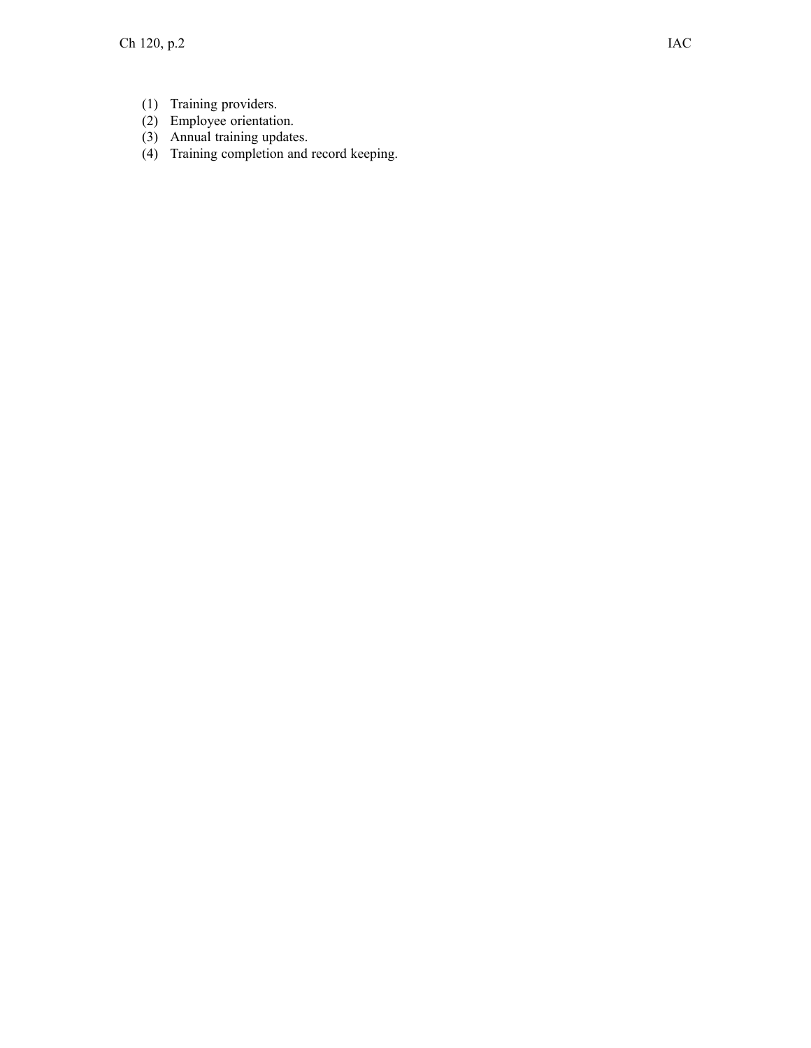(1) Training providers.
(2) Employee orientation.
(3) Annual training updates.
(4) Training completion and record keeping.